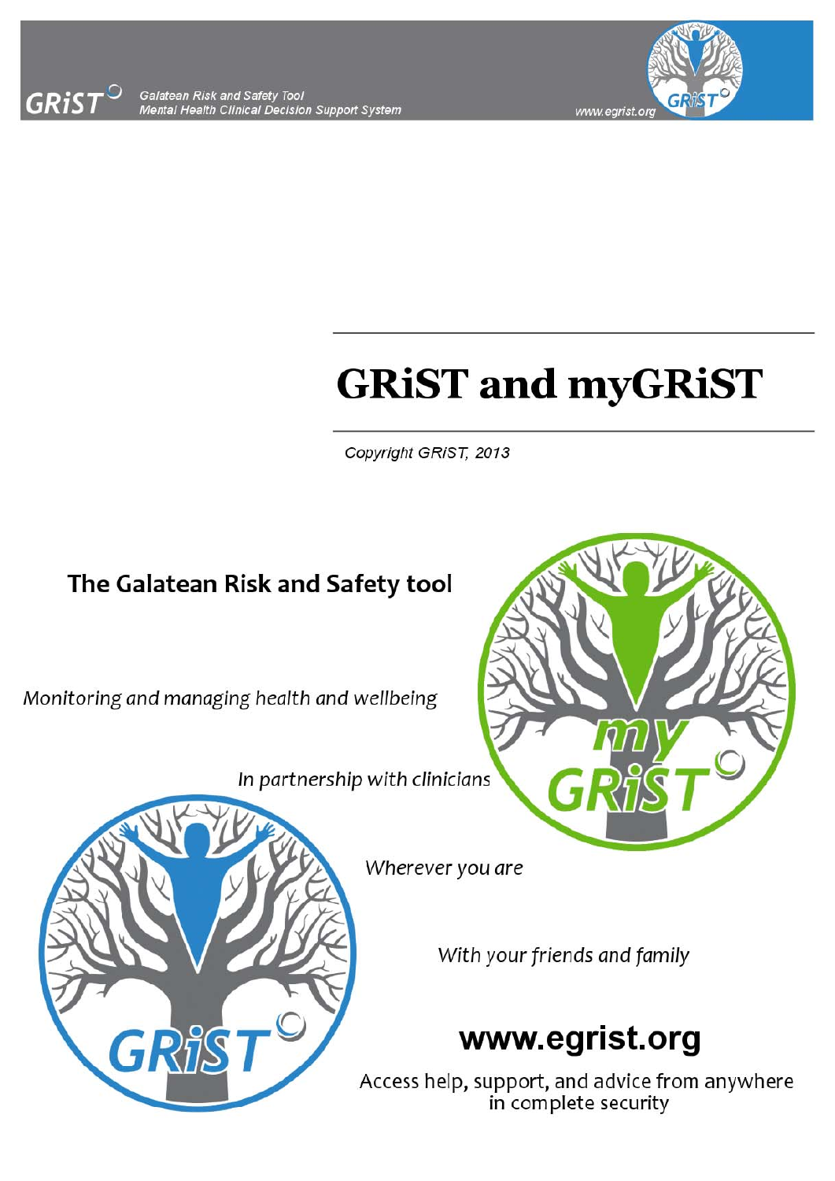# GRiST and myGRiST

*Copyright GRiST, 2013*

## The Galatean Risk and Safety tool

*Monitoring and managing health and wellbeing*

*In partnership with clinicians*

*Wherever you are*

*With your friends and family*

## www.egrist.org

Access help, support, and advice from anywhere in complete security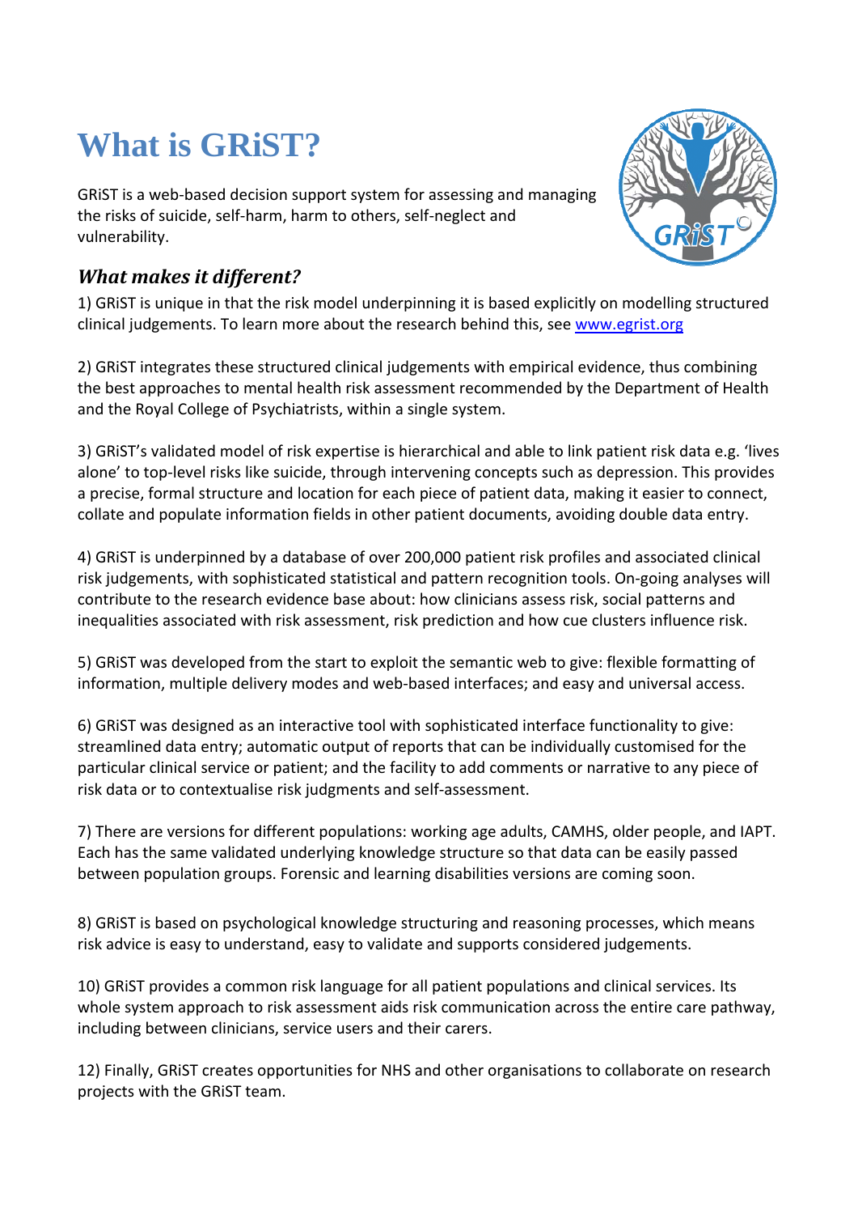# What is GRiST?

GRiST is a web-based decision support system for assessing and managing the risks of suicide, self-harm, harm to others, self-neglect and vulnerability.

## *What makes it different?*

1) GRiST is unique in that the risk model underpinning it is based explicitly on modelling structured clinical judgements. To learn more about the research behind this, see [www.egrist.org](http://www.egrist.org)

2) GRiST integrates these structured clinical judgements with empirical evidence, thus combining the best approaches to mental health risk assessment recommended by the Department of Health and the Royal College of Psychiatrists, within a single system.

3) GRiST's validated model of risk expertise is hierarchical and able to link patient risk data e.g. 'lives alone' to top-level risks like suicide, through intervening concepts such as depression. This provides a precise, formal structure and location for each piece of patient data, making it easier to connect, collate and populate information fields in other patient documents, avoiding double data entry.

4) GRiST is underpinned by a database of over 200,000 patient risk profiles and associated clinical risk judgements, with sophisticated statistical and pattern recognition tools. On-going analyses will contribute to the research evidence base about: how clinicians assess risk, social patterns and inequalities associated with risk assessment, risk prediction and how cue clusters influence risk.

5) GRiST was developed from the start to exploit the semantic web to give: flexible formatting of information, multiple delivery modes and web-based interfaces; and easy and universal access.

6) GRiST was designed as an interactive tool with sophisticated interface functionality to give: streamlined data entry; automatic output of reports that can be individually customised for the particular clinical service or patient; and the facility to add comments or narrative to any piece of risk data or to contextualise risk judgments and self-assessment.

7) There are versions for different populations: working age adults, CAMHS, older people, and IAPT. Each has the same validated underlying knowledge structure so that data can be easily passed between population groups. Forensic and learning disabilities versions are coming soon.

8) GRiST is based on psychological knowledge structuring and reasoning processes, which means risk advice is easy to understand, easy to validate and supports considered judgements.

10) GRiST provides a common risk language for all patient populations and clinical services. Its whole system approach to risk assessment aids risk communication across the entire care pathway, including between clinicians, service users and their carers.

12) Finally, GRiST creates opportunities for NHS and other organisations to collaborate on research projects with the GRiST team.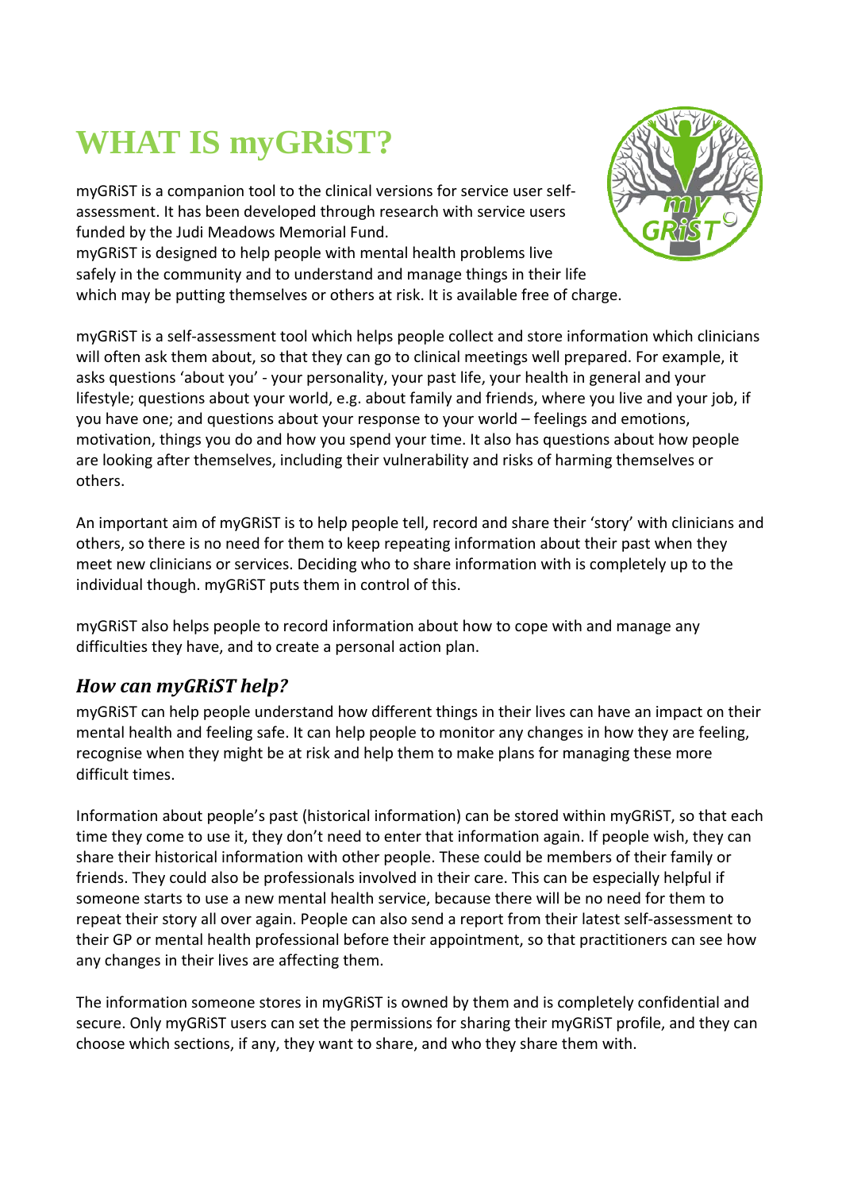# WHAT IS myGRiST?

myGRiST is a companion tool to the clinical versions for service user self-assessment. It has been developed through research with service users funded by the Judi Meadows Memorial Fund.
myGRiST is designed to help people with mental health problems live safely in the community and to understand and manage things in their life which may be putting themselves or others at risk. It is available free of charge.

myGRiST is a self-assessment tool which helps people collect and store information which clinicians will often ask them about, so that they can go to clinical meetings well prepared. For example, it asks questions 'about you' - your personality, your past life, your health in general and your lifestyle; questions about your world, e.g. about family and friends, where you live and your job, if you have one; and questions about your response to your world – feelings and emotions, motivation, things you do and how you spend your time. It also has questions about how people are looking after themselves, including their vulnerability and risks of harming themselves or others.

An important aim of myGRiST is to help people tell, record and share their 'story' with clinicians and others, so there is no need for them to keep repeating information about their past when they meet new clinicians or services. Deciding who to share information with is completely up to the individual though. myGRiST puts them in control of this.

myGRiST also helps people to record information about how to cope with and manage any difficulties they have, and to create a personal action plan.

## *How can myGRiST help?*

myGRiST can help people understand how different things in their lives can have an impact on their mental health and feeling safe. It can help people to monitor any changes in how they are feeling, recognise when they might be at risk and help them to make plans for managing these more difficult times.

Information about people's past (historical information) can be stored within myGRiST, so that each time they come to use it, they don't need to enter that information again. If people wish, they can share their historical information with other people. These could be members of their family or friends. They could also be professionals involved in their care. This can be especially helpful if someone starts to use a new mental health service, because there will be no need for them to repeat their story all over again. People can also send a report from their latest self-assessment to their GP or mental health professional before their appointment, so that practitioners can see how any changes in their lives are affecting them.

The information someone stores in myGRiST is owned by them and is completely confidential and secure. Only myGRiST users can set the permissions for sharing their myGRiST profile, and they can choose which sections, if any, they want to share, and who they share them with.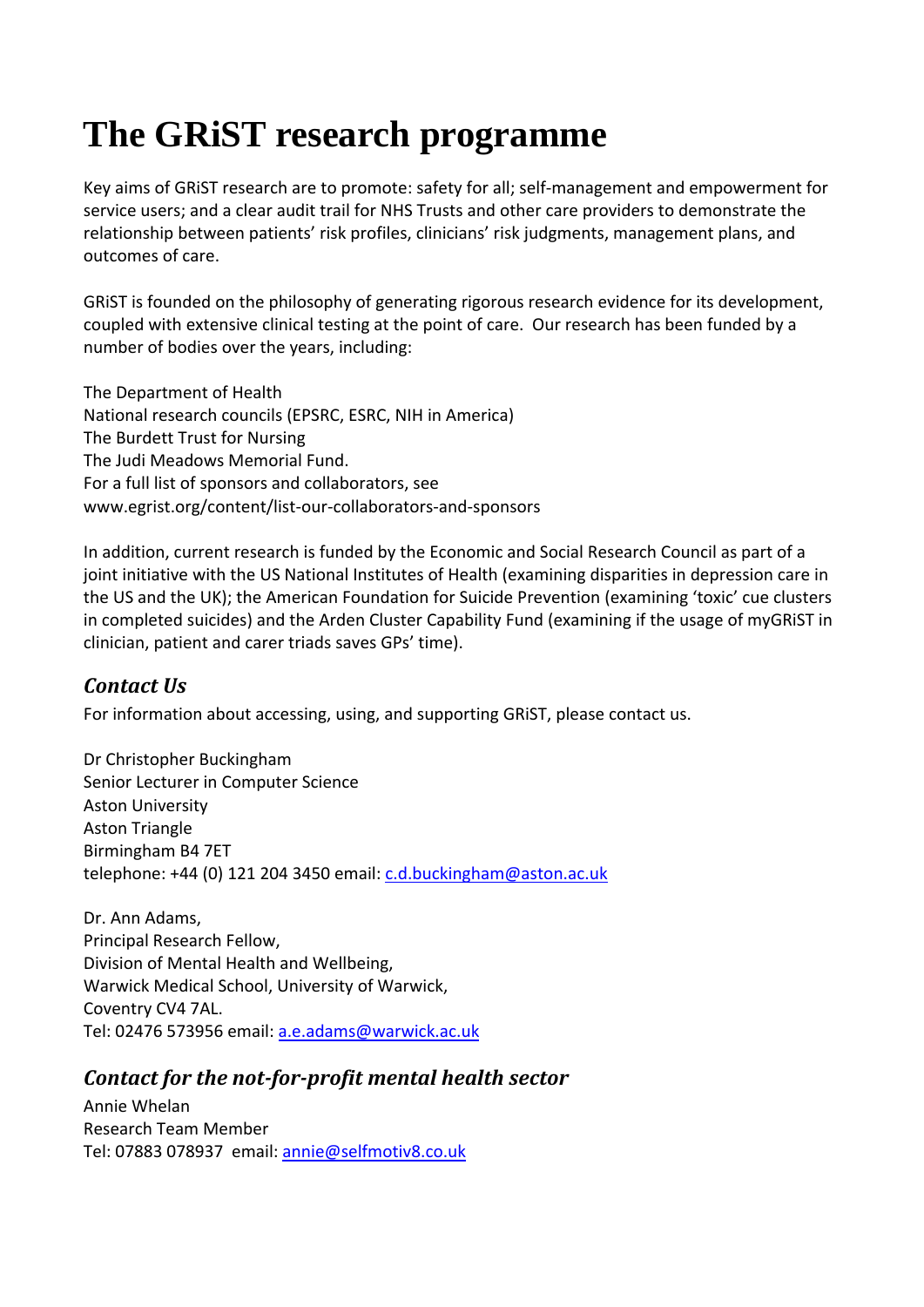# The GRiST research programme

Key aims of GRiST research are to promote: safety for all; self-management and empowerment for service users; and a clear audit trail for NHS Trusts and other care providers to demonstrate the relationship between patients' risk profiles, clinicians' risk judgments, management plans, and outcomes of care.

GRiST is founded on the philosophy of generating rigorous research evidence for its development, coupled with extensive clinical testing at the point of care. Our research has been funded by a number of bodies over the years, including:

The Department of Health
National research councils (EPSRC, ESRC, NIH in America)
The Burdett Trust for Nursing
The Judi Meadows Memorial Fund.
For a full list of sponsors and collaborators, see
www.egrist.org/content/list-our-collaborators-and-sponsors

In addition, current research is funded by the Economic and Social Research Council as part of a joint initiative with the US National Institutes of Health (examining disparities in depression care in the US and the UK); the American Foundation for Suicide Prevention (examining 'toxic' cue clusters in completed suicides) and the Arden Cluster Capability Fund (examining if the usage of myGRiST in clinician, patient and carer triads saves GPs' time).

## *Contact Us*

For information about accessing, using, and supporting GRiST, please contact us.

Dr Christopher Buckingham
Senior Lecturer in Computer Science
Aston University
Aston Triangle
Birmingham B4 7ET
telephone: +44 (0) 121 204 3450 email: c.d.buckingham@aston.ac.uk

Dr. Ann Adams,
Principal Research Fellow,
Division of Mental Health and Wellbeing,
Warwick Medical School, University of Warwick,
Coventry CV4 7AL.
Tel: 02476 573956 email: a.e.adams@warwick.ac.uk

## *Contact for the not-for-profit mental health sector*

Annie Whelan
Research Team Member
Tel: 07883 078937 email: annie@selfmotiv8.co.uk